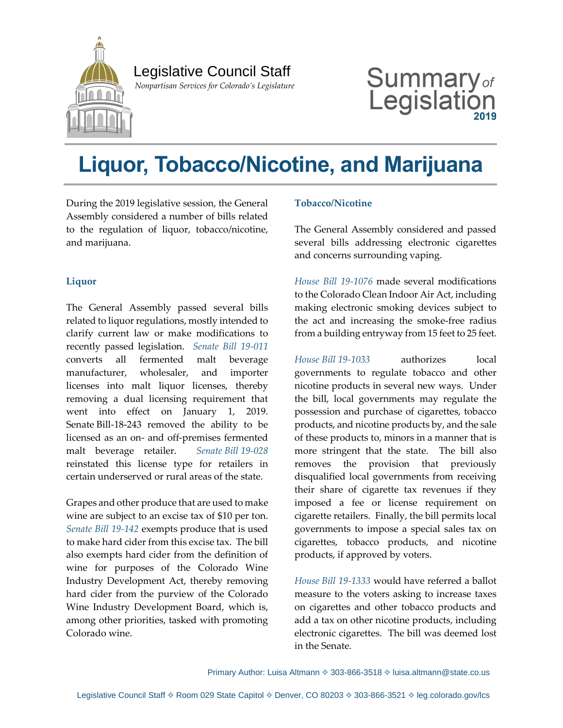Legislative Council Staff

*Nonpartisan Services for Colorado's Legislature*

Summary *of* Legislation 2019

# Liquor, Tobacco/Nicotine, and Marijuana

During the 2019 legislative session, the General Assembly considered a number of bills related to the regulation of liquor, tobacco/nicotine, and marijuana.

### Liquor

The General Assembly passed several bills related to liquor regulations, mostly intended to clarify current law or make modifications to recently passed legislation. *Senate Bill 19-011* converts all fermented malt beverage manufacturer, wholesaler, and importer licenses into malt liquor licenses, thereby removing a dual licensing requirement that went into effect on January 1, 2019. Senate Bill-18-243 removed the ability to be licensed as an on- and off-premises fermented malt beverage retailer. *Senate Bill 19-028* reinstated this license type for retailers in certain underserved or rural areas of the state.

Grapes and other produce that are used to make wine are subject to an excise tax of $10 per ton. *Senate Bill 19-142* exempts produce that is used to make hard cider from this excise tax. The bill also exempts hard cider from the definition of wine for purposes of the Colorado Wine Industry Development Act, thereby removing hard cider from the purview of the Colorado Wine Industry Development Board, which is, among other priorities, tasked with promoting Colorado wine.

### Tobacco/Nicotine

The General Assembly considered and passed several bills addressing electronic cigarettes and concerns surrounding vaping.

*House Bill 19-1076* made several modifications to the Colorado Clean Indoor Air Act, including making electronic smoking devices subject to the act and increasing the smoke-free radius from a building entryway from 15 feet to 25 feet.

*House Bill 19-1033* authorizes local governments to regulate tobacco and other nicotine products in several new ways. Under the bill, local governments may regulate the possession and purchase of cigarettes, tobacco products, and nicotine products by, and the sale of these products to, minors in a manner that is more stringent that the state. The bill also removes the provision that previously disqualified local governments from receiving their share of cigarette tax revenues if they imposed a fee or license requirement on cigarette retailers. Finally, the bill permits local governments to impose a special sales tax on cigarettes, tobacco products, and nicotine products, if approved by voters.

*House Bill 19-1333* would have referred a ballot measure to the voters asking to increase taxes on cigarettes and other tobacco products and add a tax on other nicotine products, including electronic cigarettes. The bill was deemed lost in the Senate.

Primary Author: Luisa Altmann ✧ 303-866-3518 ✧ luisa.altmann@state.co.us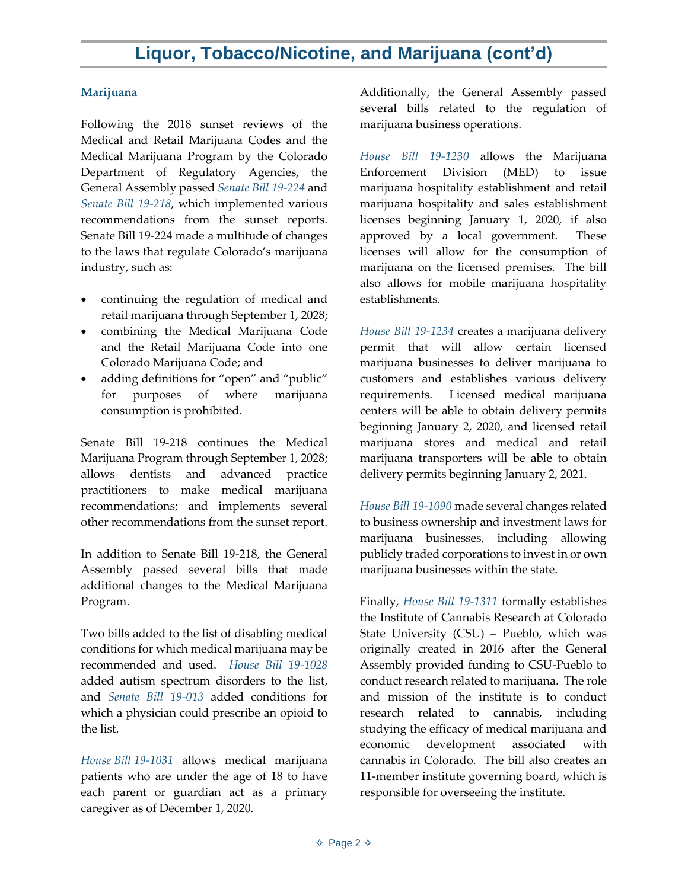# Liquor, Tobacco/Nicotine, and Marijuana (cont'd)

## Marijuana

Following the 2018 sunset reviews of the Medical and Retail Marijuana Codes and the Medical Marijuana Program by the Colorado Department of Regulatory Agencies, the General Assembly passed *Senate Bill 19-224* and *Senate Bill 19-218*, which implemented various recommendations from the sunset reports. Senate Bill 19-224 made a multitude of changes to the laws that regulate Colorado's marijuana industry, such as:

- continuing the regulation of medical and retail marijuana through September 1, 2028;
- combining the Medical Marijuana Code and the Retail Marijuana Code into one Colorado Marijuana Code; and
- adding definitions for "open" and "public" for purposes of where marijuana consumption is prohibited.

Senate Bill 19-218 continues the Medical Marijuana Program through September 1, 2028; allows dentists and advanced practice practitioners to make medical marijuana recommendations; and implements several other recommendations from the sunset report.

In addition to Senate Bill 19-218, the General Assembly passed several bills that made additional changes to the Medical Marijuana Program.

Two bills added to the list of disabling medical conditions for which medical marijuana may be recommended and used. *House Bill 19-1028* added autism spectrum disorders to the list, and *Senate Bill 19-013* added conditions for which a physician could prescribe an opioid to the list.

*House Bill 19-1031* allows medical marijuana patients who are under the age of 18 to have each parent or guardian act as a primary caregiver as of December 1, 2020.

Additionally, the General Assembly passed several bills related to the regulation of marijuana business operations.

*House Bill 19-1230* allows the Marijuana Enforcement Division (MED) to issue marijuana hospitality establishment and retail marijuana hospitality and sales establishment licenses beginning January 1, 2020, if also approved by a local government. These licenses will allow for the consumption of marijuana on the licensed premises. The bill also allows for mobile marijuana hospitality establishments.

*House Bill 19-1234* creates a marijuana delivery permit that will allow certain licensed marijuana businesses to deliver marijuana to customers and establishes various delivery requirements. Licensed medical marijuana centers will be able to obtain delivery permits beginning January 2, 2020, and licensed retail marijuana stores and medical and retail marijuana transporters will be able to obtain delivery permits beginning January 2, 2021.

*House Bill 19-1090* made several changes related to business ownership and investment laws for marijuana businesses, including allowing publicly traded corporations to invest in or own marijuana businesses within the state.

Finally, *House Bill 19-1311* formally establishes the Institute of Cannabis Research at Colorado State University (CSU) – Pueblo, which was originally created in 2016 after the General Assembly provided funding to CSU-Pueblo to conduct research related to marijuana. The role and mission of the institute is to conduct research related to cannabis, including studying the efficacy of medical marijuana and economic development associated with cannabis in Colorado. The bill also creates an 11-member institute governing board, which is responsible for overseeing the institute.